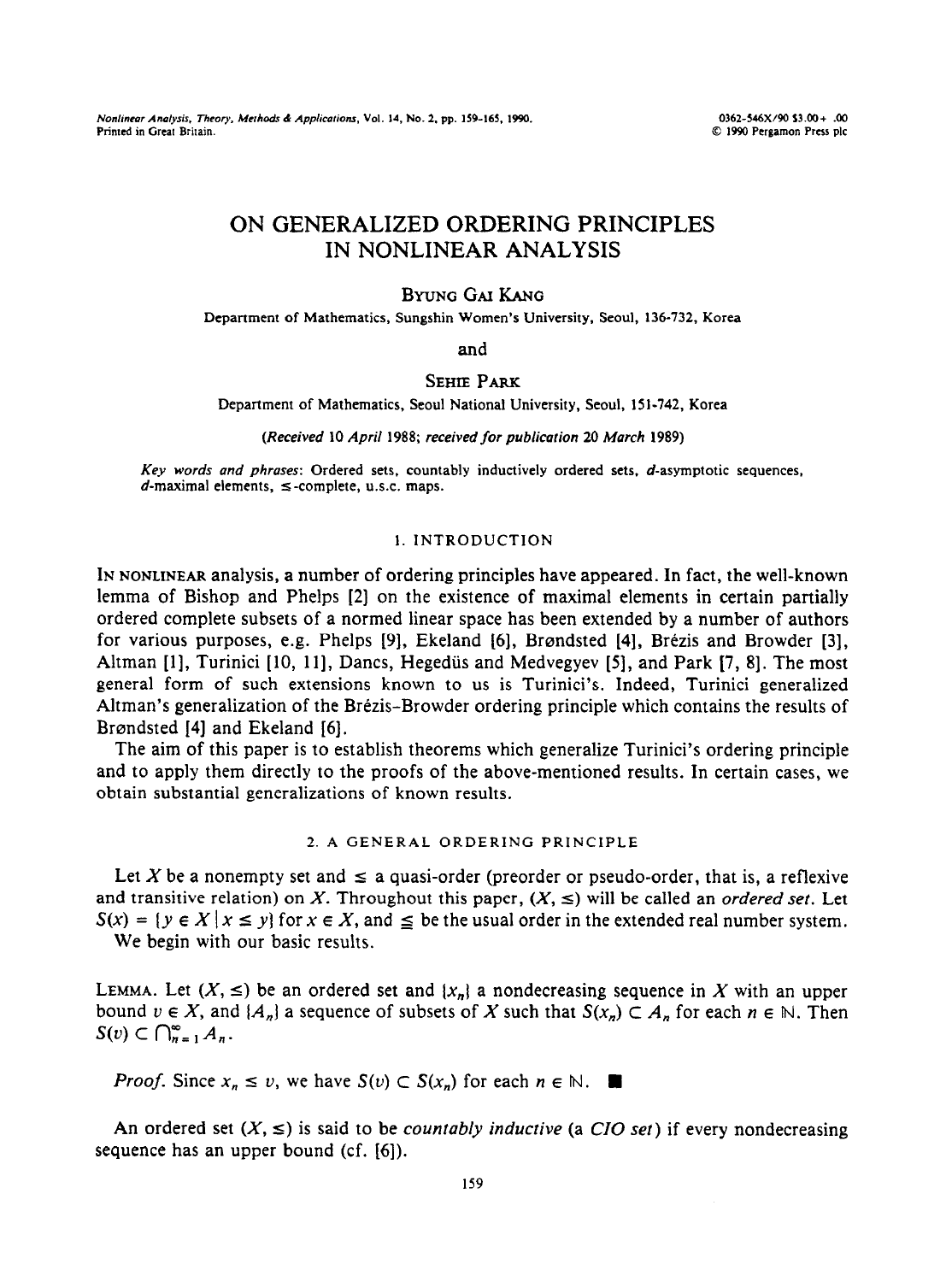# ON GENERALIZED ORDERING PRINCIPLES IN NONLINEAR ANALYSIS

BYUNG GAI KANG

Department of Mathematics, Sungshin Women's University, Seoul, 136-732, Korea

and

SEHIE PARK

Department of Mathematics, Seoul National University, Seoul, 151-742, Korea

*(Received 10 April 1988; received for publication 20 March 1989)*

*Key words and phrases*: Ordered sets, countably inductively ordered sets, $d$-asymptotic sequences, $d$-maximal elements, $\leq$-complete, u.s.c. maps.

## 1. INTRODUCTION

IN NONLINEAR analysis, a number of ordering principles have appeared. In fact, the well-known lemma of Bishop and Phelps [2] on the existence of maximal elements in certain partially ordered complete subsets of a normed linear space has been extended by a number of authors for various purposes, e.g. Phelps [9], Ekeland [6], Brøndsted [4], Brézis and Browder [3], Altman [1], Turinici [10, 11], Dancs, Hegedüs and Medvegyev [5], and Park [7, 8]. The most general form of such extensions known to us is Turinici's. Indeed, Turinici generalized Altman's generalization of the Brézis–Browder ordering principle which contains the results of Brøndsted [4] and Ekeland [6].

The aim of this paper is to establish theorems which generalize Turinici's ordering principle and to apply them directly to the proofs of the above-mentioned results. In certain cases, we obtain substantial generalizations of known results.

## 2. A GENERAL ORDERING PRINCIPLE

Let $X$ be a nonempty set and $\leq$ a quasi-order (preorder or pseudo-order, that is, a reflexive and transitive relation) on $X$. Throughout this paper, $(X, \leq)$ will be called an *ordered set*. Let $S(x) = \{y \in X \mid x \leq y\}$ for $x \in X$, and $\leqq$ be the usual order in the extended real number system.

We begin with our basic results.

LEMMA. Let $(X, \leq)$ be an ordered set and $\{x_n\}$ a nondecreasing sequence in $X$ with an upper bound $v \in X$, and $\{A_n\}$ a sequence of subsets of $X$ such that $S(x_n) \subset A_n$ for each $n \in \mathbb{N}$. Then $S(v) \subset \bigcap_{n=1}^{\infty} A_n$.

*Proof.* Since $x_n \leq v$, we have $S(v) \subset S(x_n)$ for each $n \in \mathbb{N}$. ■

An ordered set $(X, \leq)$ is said to be *countably inductive* (a *CIO set*) if every nondecreasing sequence has an upper bound (cf. [6]).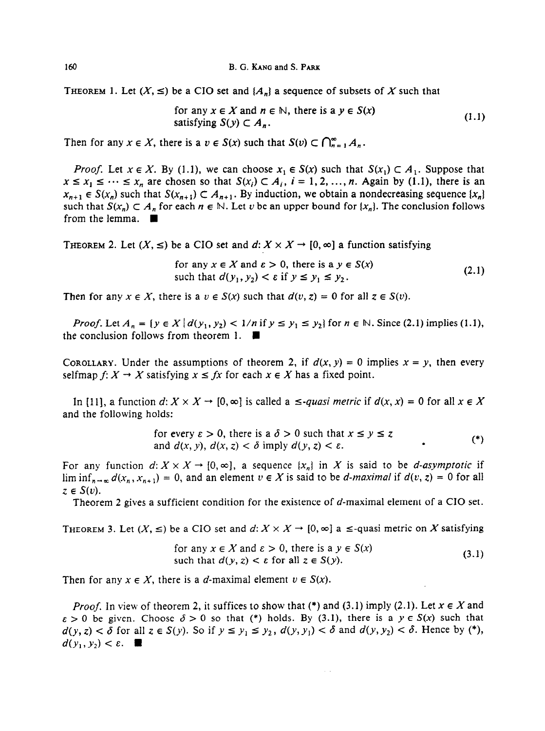THEOREM 1. Let $(X, \leq)$ be a CIO set and $\{A_n\}$ a sequence of subsets of $X$ such that

$$\text{for any } x \in X \text{ and } n \in \mathbb{N}, \text{ there is a } y \in S(x) \text{ satisfying } S(y) \subset A_n. \tag{1.1}$$

Then for any $x \in X$, there is a $v \in S(x)$ such that $S(v) \subset \bigcap_{n=1}^{\infty} A_n$.

*Proof.* Let $x \in X$. By (1.1), we can choose $x_1 \in S(x)$ such that $S(x_1) \subset A_1$. Suppose that $x \leq x_1 \leq \cdots \leq x_n$ are chosen so that $S(x_i) \subset A_i$, $i = 1, 2, \ldots, n$. Again by (1.1), there is an $x_{n+1} \in S(x_n)$ such that $S(x_{n+1}) \subset A_{n+1}$. By induction, we obtain a nondecreasing sequence $\{x_n\}$ such that $S(x_n) \subset A_n$ for each $n \in \mathbb{N}$. Let $v$ be an upper bound for $\{x_n\}$. The conclusion follows from the lemma. ∎

THEOREM 2. Let $(X, \leq)$ be a CIO set and $d: X \times X \to [0, \infty]$ a function satisfying

$$\text{for any } x \in X \text{ and } \varepsilon > 0, \text{ there is a } y \in S(x) \text{ such that } d(y_1, y_2) < \varepsilon \text{ if } y \leq y_1 \leq y_2. \tag{2.1}$$

Then for any $x \in X$, there is a $v \in S(x)$ such that $d(v, z) = 0$ for all $z \in S(v)$.

*Proof.* Let $A_n = \{y \in X \mid d(y_1, y_2) < 1/n \text{ if } y \leq y_1 \leq y_2\}$ for $n \in \mathbb{N}$. Since (2.1) implies (1.1), the conclusion follows from theorem 1. ∎

COROLLARY. Under the assumptions of theorem 2, if $d(x, y) = 0$ implies $x = y$, then every selfmap $f: X \to X$ satisfying $x \leq fx$ for each $x \in X$ has a fixed point.

In [11], a function $d: X \times X \to [0, \infty]$ is called a $\leq$-*quasi metric* if $d(x, x) = 0$ for all $x \in X$ and the following holds:

$$\text{for every } \varepsilon > 0, \text{ there is a } \delta > 0 \text{ such that } x \leq y \leq z \text{ and } d(x, y), d(x, z) < \delta \text{ imply } d(y, z) < \varepsilon. \tag{*}$$

For any function $d: X \times X \to [0, \infty]$, a sequence $\{x_n\}$ in $X$ is said to be *d-asymptotic* if $\liminf_{n \to \infty} d(x_n, x_{n+1}) = 0$, and an element $v \in X$ is said to be *d-maximal* if $d(v, z) = 0$ for all $z \in S(v)$.

Theorem 2 gives a sufficient condition for the existence of $d$-maximal element of a CIO set.

THEOREM 3. Let $(X, \leq)$ be a CIO set and $d: X \times X \to [0, \infty]$ a $\leq$-quasi metric on $X$ satisfying

$$\text{for any } x \in X \text{ and } \varepsilon > 0, \text{ there is a } y \in S(x) \text{ such that } d(y, z) < \varepsilon \text{ for all } z \in S(y). \tag{3.1}$$

Then for any $x \in X$, there is a $d$-maximal element $v \in S(x)$.

*Proof.* In view of theorem 2, it suffices to show that (*) and (3.1) imply (2.1). Let $x \in X$ and $\varepsilon > 0$ be given. Choose $\delta > 0$ so that (*) holds. By (3.1), there is a $y \in S(x)$ such that $d(y, z) < \delta$ for all $z \in S(y)$. So if $y \leq y_1 \leq y_2$, $d(y, y_1) < \delta$ and $d(y, y_2) < \delta$. Hence by (*), $d(y_1, y_2) < \varepsilon$. ∎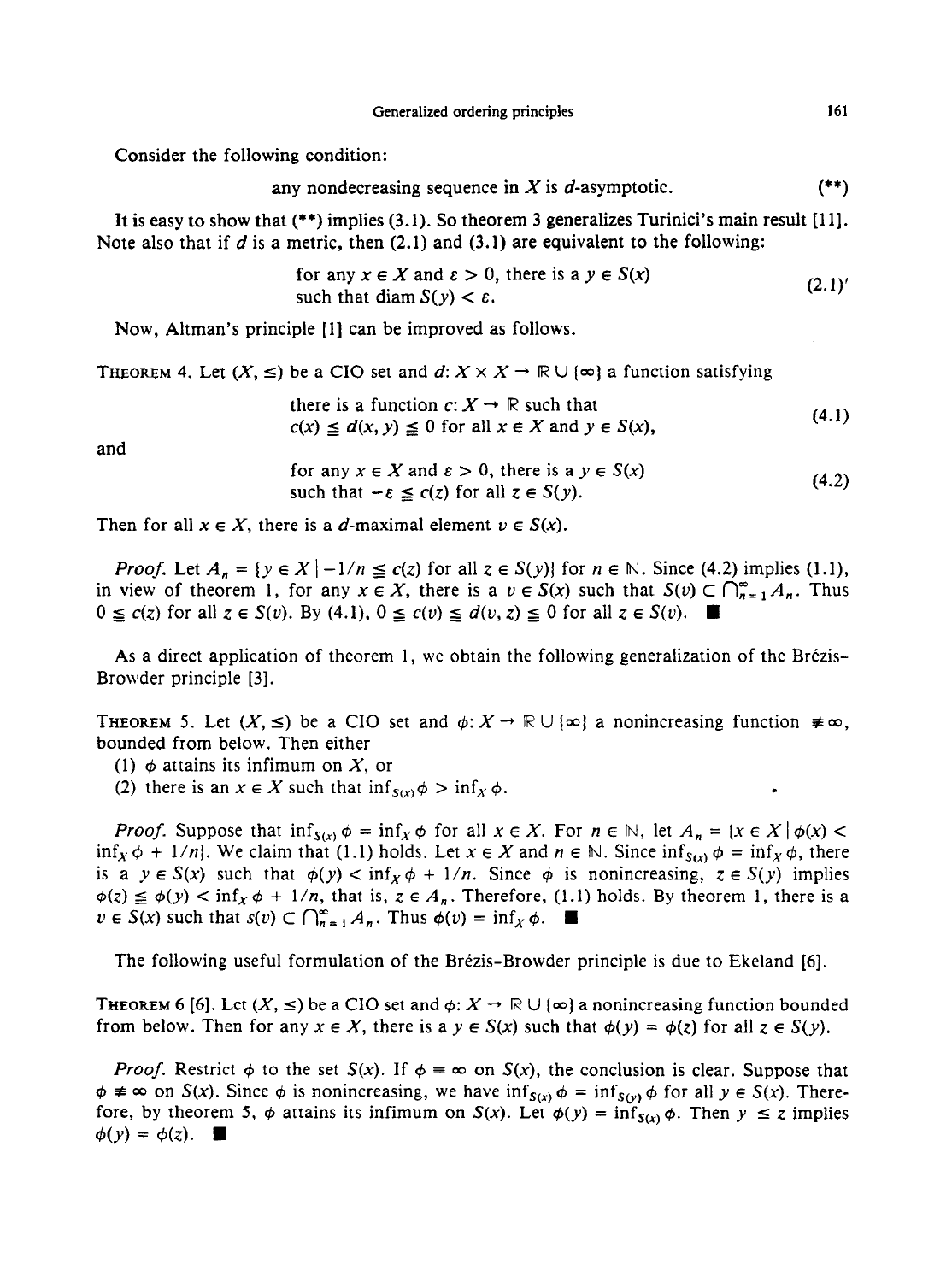Consider the following condition:

$$\text{any nondecreasing sequence in } X \text{ is } d\text{-asymptotic.} \tag{**}$$

It is easy to show that (**) implies (3.1). So theorem 3 generalizes Turinici's main result [11]. Note also that if $d$ is a metric, then (2.1) and (3.1) are equivalent to the following:

$$\begin{array}{l}\text{for any } x \in X \text{ and } \varepsilon > 0, \text{ there is a } y \in S(x)\\ \text{such that } \operatorname{diam} S(y) < \varepsilon.\end{array} \tag{2.1$'$}$$

Now, Altman's principle [1] can be improved as follows.

THEOREM 4. Let $(X, \leq)$ be a CIO set and $d: X \times X \to \mathbb{R} \cup \{\infty\}$ a function satisfying

$$\begin{array}{l}\text{there is a function } c: X \to \mathbb{R} \text{ such that}\\ c(x) \leqq d(x, y) \leqq 0 \text{ for all } x \in X \text{ and } y \in S(x),\end{array} \tag{4.1}$$

and

$$\begin{array}{l}\text{for any } x \in X \text{ and } \varepsilon > 0, \text{ there is a } y \in S(x)\\ \text{such that } -\varepsilon \leqq c(z) \text{ for all } z \in S(y).\end{array} \tag{4.2}$$

Then for all $x \in X$, there is a $d$-maximal element $v \in S(x)$.

*Proof.* Let $A_n = \{y \in X \mid -1/n \leqq c(z) \text{ for all } z \in S(y)\}$ for $n \in \mathbb{N}$. Since (4.2) implies (1.1), in view of theorem 1, for any $x \in X$, there is a $v \in S(x)$ such that $S(v) \subset \bigcap_{n=1}^{\infty} A_n$. Thus $0 \leqq c(z)$ for all $z \in S(v)$. By (4.1), $0 \leqq c(v) \leqq d(v, z) \leqq 0$ for all $z \in S(v)$. ∎

As a direct application of theorem 1, we obtain the following generalization of the Brézis-Browder principle [3].

THEOREM 5. Let $(X, \leq)$ be a CIO set and $\phi: X \to \mathbb{R} \cup \{\infty\}$ a nonincreasing function $\not\equiv \infty$, bounded from below. Then either

(1) $\phi$ attains its infimum on $X$, or

(2) there is an $x \in X$ such that $\inf_{S(x)} \phi > \inf_X \phi$.

*Proof.* Suppose that $\inf_{S(x)} \phi = \inf_X \phi$ for all $x \in X$. For $n \in \mathbb{N}$, let $A_n = \{x \in X \mid \phi(x) < \inf_X \phi + 1/n\}$. We claim that (1.1) holds. Let $x \in X$ and $n \in \mathbb{N}$. Since $\inf_{S(x)} \phi = \inf_X \phi$, there is a $y \in S(x)$ such that $\phi(y) < \inf_X \phi + 1/n$. Since $\phi$ is nonincreasing, $z \in S(y)$ implies $\phi(z) \leqq \phi(y) < \inf_X \phi + 1/n$, that is, $z \in A_n$. Therefore, (1.1) holds. By theorem 1, there is a $v \in S(x)$ such that $s(v) \subset \bigcap_{n=1}^{\infty} A_n$. Thus $\phi(v) = \inf_X \phi$. ∎

The following useful formulation of the Brézis-Browder principle is due to Ekeland [6].

THEOREM 6 [6]. Let $(X, \leq)$ be a CIO set and $\phi: X \to \mathbb{R} \cup \{\infty\}$ a nonincreasing function bounded from below. Then for any $x \in X$, there is a $y \in S(x)$ such that $\phi(y) = \phi(z)$ for all $z \in S(y)$.

*Proof.* Restrict $\phi$ to the set $S(x)$. If $\phi \equiv \infty$ on $S(x)$, the conclusion is clear. Suppose that $\phi \not\equiv \infty$ on $S(x)$. Since $\phi$ is nonincreasing, we have $\inf_{S(x)} \phi = \inf_{S(y)} \phi$ for all $y \in S(x)$. Therefore, by theorem 5, $\phi$ attains its infimum on $S(x)$. Let $\phi(y) = \inf_{S(x)} \phi$. Then $y \leq z$ implies $\phi(y) = \phi(z)$. ∎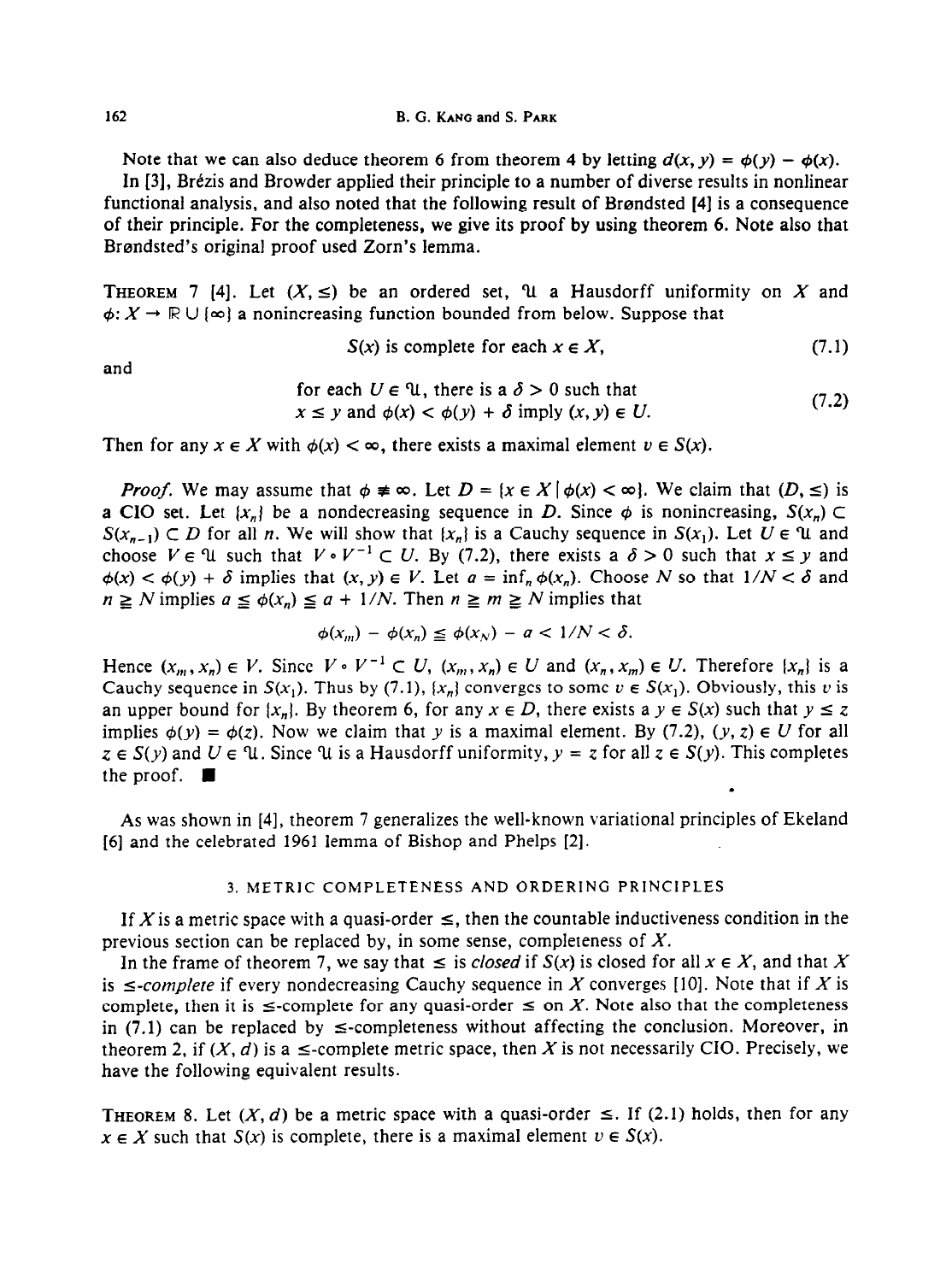Note that we can also deduce theorem 6 from theorem 4 by letting $d(x, y) = \phi(y) - \phi(x)$.

In [3], Brézis and Browder applied their principle to a number of diverse results in nonlinear functional analysis, and also noted that the following result of Brøndsted [4] is a consequence of their principle. For the completeness, we give its proof by using theorem 6. Note also that Brøndsted's original proof used Zorn's lemma.

THEOREM 7 [4]. Let $(X, \leq)$ be an ordered set, $\mathcal{U}$ a Hausdorff uniformity on $X$ and $\phi: X \to \mathbb{R} \cup \{\infty\}$ a nonincreasing function bounded from below. Suppose that

$$S(x) \text{ is complete for each } x \in X, \tag{7.1}$$

and

$$\text{for each } U \in \mathcal{U}, \text{ there is a } \delta > 0 \text{ such that } x \leq y \text{ and } \phi(x) < \phi(y) + \delta \text{ imply } (x, y) \in U. \tag{7.2}$$

Then for any $x \in X$ with $\phi(x) < \infty$, there exists a maximal element $v \in S(x)$.

*Proof.* We may assume that $\phi \not\equiv \infty$. Let $D = \{x \in X \mid \phi(x) < \infty\}$. We claim that $(D, \leq)$ is a CIO set. Let $\{x_n\}$ be a nondecreasing sequence in $D$. Since $\phi$ is nonincreasing, $S(x_n) \subset S(x_{n-1}) \subset D$ for all $n$. We will show that $\{x_n\}$ is a Cauchy sequence in $S(x_1)$. Let $U \in \mathcal{U}$ and choose $V \in \mathcal{U}$ such that $V \circ V^{-1} \subset U$. By (7.2), there exists a $\delta > 0$ such that $x \leq y$ and $\phi(x) < \phi(y) + \delta$ implies that $(x, y) \in V$. Let $a = \inf_n \phi(x_n)$. Choose $N$ so that $1/N < \delta$ and $n \geqq N$ implies $a \leqq \phi(x_n) \leqq a + 1/N$. Then $n \geqq m \geqq N$ implies that

$$\phi(x_m) - \phi(x_n) \leqq \phi(x_N) - a < 1/N < \delta.$$

Hence $(x_m, x_n) \in V$. Since $V \circ V^{-1} \subset U$, $(x_m, x_n) \in U$ and $(x_n, x_m) \in U$. Therefore $\{x_n\}$ is a Cauchy sequence in $S(x_1)$. Thus by (7.1), $\{x_n\}$ converges to some $v \in S(x_1)$. Obviously, this $v$ is an upper bound for $\{x_n\}$. By theorem 6, for any $x \in D$, there exists a $y \in S(x)$ such that $y \leq z$ implies $\phi(y) = \phi(z)$. Now we claim that $y$ is a maximal element. By (7.2), $(y, z) \in U$ for all $z \in S(y)$ and $U \in \mathcal{U}$. Since $\mathcal{U}$ is a Hausdorff uniformity, $y = z$ for all $z \in S(y)$. This completes the proof. ∎

As was shown in [4], theorem 7 generalizes the well-known variational principles of Ekeland [6] and the celebrated 1961 lemma of Bishop and Phelps [2].

## 3. METRIC COMPLETENESS AND ORDERING PRINCIPLES

If $X$ is a metric space with a quasi-order $\leq$, then the countable inductiveness condition in the previous section can be replaced by, in some sense, completeness of $X$.

In the frame of theorem 7, we say that $\leq$ is *closed* if $S(x)$ is closed for all $x \in X$, and that $X$ is $\leq$*-complete* if every nondecreasing Cauchy sequence in $X$ converges [10]. Note that if $X$ is complete, then it is $\leq$-complete for any quasi-order $\leq$ on $X$. Note also that the completeness in (7.1) can be replaced by $\leq$-completeness without affecting the conclusion. Moreover, in theorem 2, if $(X, d)$ is a $\leq$-complete metric space, then $X$ is not necessarily CIO. Precisely, we have the following equivalent results.

THEOREM 8. Let $(X, d)$ be a metric space with a quasi-order $\leq$. If (2.1) holds, then for any $x \in X$ such that $S(x)$ is complete, there is a maximal element $v \in S(x)$.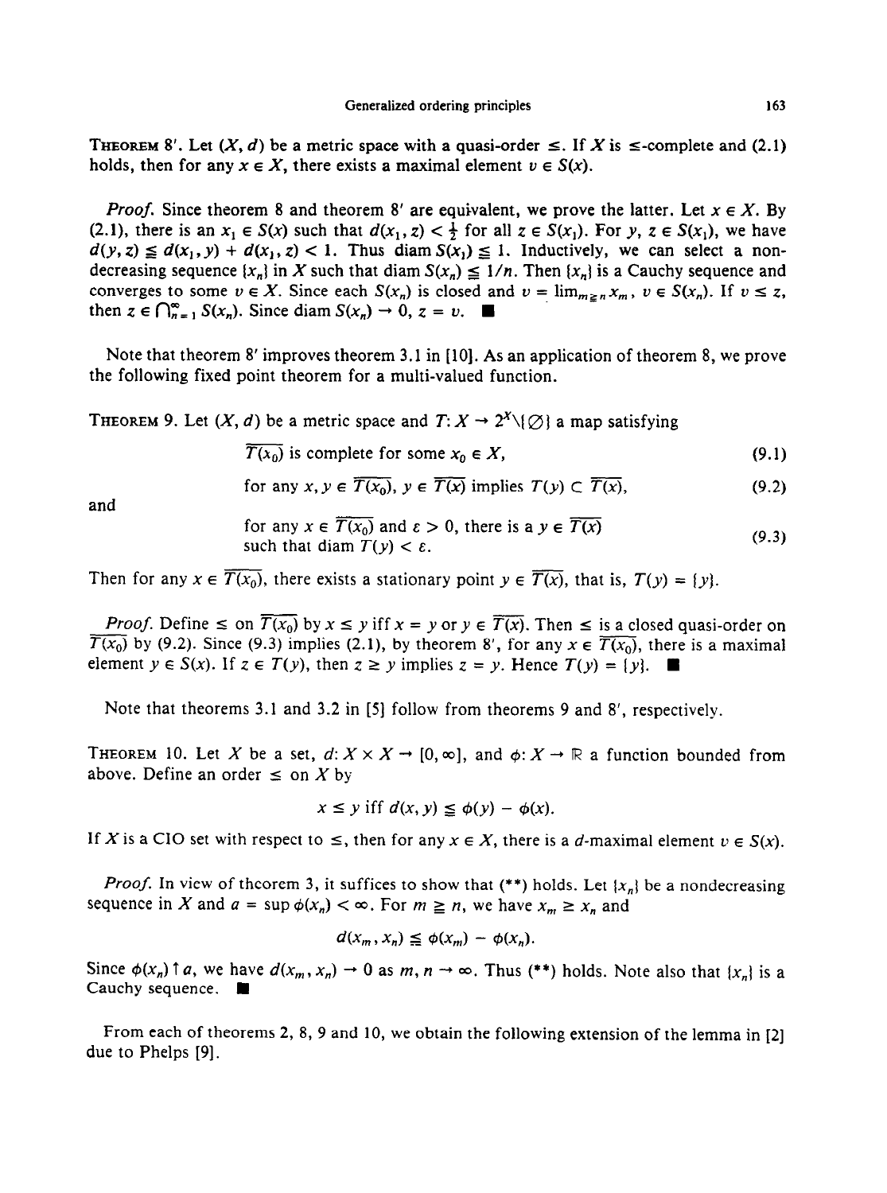**Theorem 8′.** Let $(X, d)$ be a metric space with a quasi-order $\leq$. If $X$ is $\leq$-complete and (2.1) holds, then for any $x \in X$, there exists a maximal element $v \in S(x)$.

*Proof.* Since theorem 8 and theorem 8′ are equivalent, we prove the latter. Let $x \in X$. By (2.1), there is an $x_1 \in S(x)$ such that $d(x_1, z) < \frac{1}{2}$ for all $z \in S(x_1)$. For $y, z \in S(x_1)$, we have $d(y, z) \leqq d(x_1, y) + d(x_1, z) < 1$. Thus $\operatorname{diam} S(x_1) \leqq 1$. Inductively, we can select a nondecreasing sequence $\{x_n\}$ in $X$ such that $\operatorname{diam} S(x_n) \leqq 1/n$. Then $\{x_n\}$ is a Cauchy sequence and converges to some $v \in X$. Since each $S(x_n)$ is closed and $v = \lim_{m \geqq n} x_m$, $v \in S(x_n)$. If $v \leq z$, then $z \in \bigcap_{n=1}^{\infty} S(x_n)$. Since $\operatorname{diam} S(x_n) \to 0$, $z = v$. ∎

Note that theorem 8′ improves theorem 3.1 in [10]. As an application of theorem 8, we prove the following fixed point theorem for a multi-valued function.

**Theorem 9.** Let $(X, d)$ be a metric space and $T: X \to 2^X \backslash \{\varnothing\}$ a map satisfying

$$\overline{T(x_0)} \text{ is complete for some } x_0 \in X, \tag{9.1}$$

$$\text{for any } x, y \in \overline{T(x_0)},\ y \in \overline{T(x)} \text{ implies } T(y) \subset \overline{T(x)}, \tag{9.2}$$

and

$$\text{for any } x \in \overline{T(x_0)} \text{ and } \varepsilon > 0, \text{ there is a } y \in \overline{T(x)} \text{ such that } \operatorname{diam} T(y) < \varepsilon. \tag{9.3}$$

Then for any $x \in \overline{T(x_0)}$, there exists a stationary point $y \in \overline{T(x)}$, that is, $T(y) = \{y\}$.

*Proof.* Define $\leq$ on $\overline{T(x_0)}$ by $x \leq y$ iff $x = y$ or $y \in \overline{T(x)}$. Then $\leq$ is a closed quasi-order on $\overline{T(x_0)}$ by (9.2). Since (9.3) implies (2.1), by theorem 8′, for any $x \in \overline{T(x_0)}$, there is a maximal element $y \in S(x)$. If $z \in T(y)$, then $z \geq y$ implies $z = y$. Hence $T(y) = \{y\}$. ∎

Note that theorems 3.1 and 3.2 in [5] follow from theorems 9 and 8′, respectively.

**Theorem 10.** Let $X$ be a set, $d: X \times X \to [0, \infty]$, and $\phi: X \to \mathbb{R}$ a function bounded from above. Define an order $\leq$ on $X$ by

$$x \leq y \text{ iff } d(x, y) \leqq \phi(y) - \phi(x).$$

If $X$ is a CIO set with respect to $\leq$, then for any $x \in X$, there is a $d$-maximal element $v \in S(x)$.

*Proof.* In view of theorem 3, it suffices to show that (\*\*) holds. Let $\{x_n\}$ be a nondecreasing sequence in $X$ and $a = \sup \phi(x_n) < \infty$. For $m \geqq n$, we have $x_m \geq x_n$ and

$$d(x_m, x_n) \leqq \phi(x_m) - \phi(x_n).$$

Since $\phi(x_n) \uparrow a$, we have $d(x_m, x_n) \to 0$ as $m, n \to \infty$. Thus (\*\*) holds. Note also that $\{x_n\}$ is a Cauchy sequence. ∎

From each of theorems 2, 8, 9 and 10, we obtain the following extension of the lemma in [2] due to Phelps [9].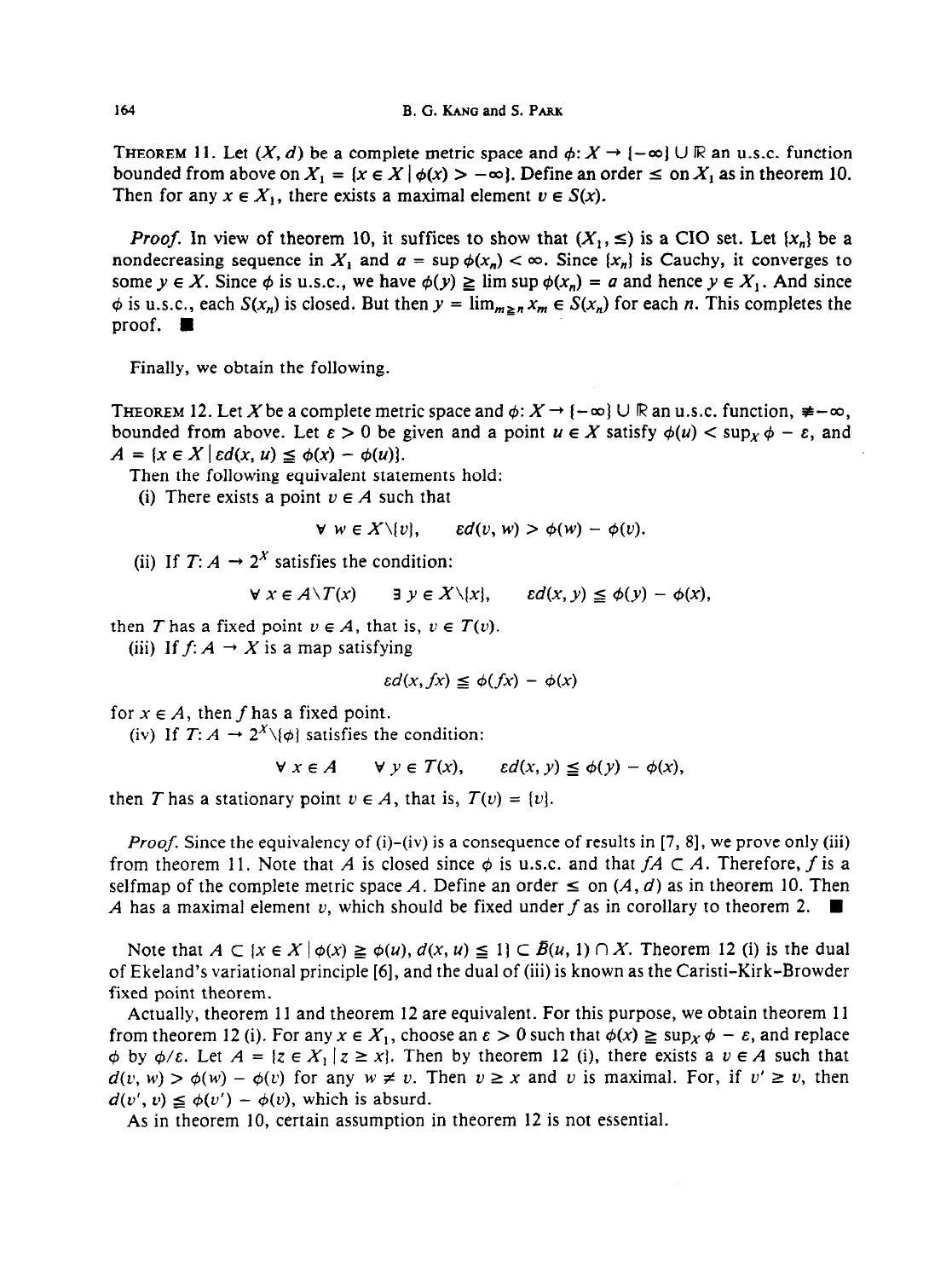THEOREM 11. Let $(X, d)$ be a complete metric space and $\phi: X \to \{-\infty\} \cup \mathbb{R}$ an u.s.c. function bounded from above on $X_1 = \{x \in X \mid \phi(x) > -\infty\}$. Define an order $\le$ on $X_1$ as in theorem 10. Then for any $x \in X_1$, there exists a maximal element $v \in S(x)$.

*Proof.* In view of theorem 10, it suffices to show that $(X_1, \le)$ is a CIO set. Let $\{x_n\}$ be a nondecreasing sequence in $X_1$ and $a = \sup \phi(x_n) < \infty$. Since $\{x_n\}$ is Cauchy, it converges to some $y \in X$. Since $\phi$ is u.s.c., we have $\phi(y) \geqq \limsup \phi(x_n) = a$ and hence $y \in X_1$. And since $\phi$ is u.s.c., each $S(x_n)$ is closed. But then $y = \lim_{m \geqq n} x_m \in S(x_n)$ for each $n$. This completes the proof. ∎

Finally, we obtain the following.

THEOREM 12. Let $X$ be a complete metric space and $\phi: X \to \{-\infty\} \cup \mathbb{R}$ an u.s.c. function, $\not\equiv -\infty$, bounded from above. Let $\varepsilon > 0$ be given and a point $u \in X$ satisfy $\phi(u) < \sup_X \phi - \varepsilon$, and $A = \{x \in X \mid \varepsilon d(x, u) \leqq \phi(x) - \phi(u)\}$.

Then the following equivalent statements hold:

(i) There exists a point $v \in A$ such that

$$\forall\ w \in X \backslash \{v\}, \qquad \varepsilon d(v, w) > \phi(w) - \phi(v).$$

(ii) If $T: A \to 2^X$ satisfies the condition:

$$\forall\ x \in A \backslash T(x) \qquad \exists\ y \in X \backslash \{x\}, \qquad \varepsilon d(x, y) \leqq \phi(y) - \phi(x),$$

then $T$ has a fixed point $v \in A$, that is, $v \in T(v)$.

(iii) If $f: A \to X$ is a map satisfying

$$\varepsilon d(x, fx) \leqq \phi(fx) - \phi(x)$$

for $x \in A$, then $f$ has a fixed point.

(iv) If $T: A \to 2^X \backslash \{\phi\}$ satisfies the condition:

$$\forall\ x \in A \qquad \forall\ y \in T(x), \qquad \varepsilon d(x, y) \leqq \phi(y) - \phi(x),$$

then $T$ has a stationary point $v \in A$, that is, $T(v) = \{v\}$.

*Proof.* Since the equivalency of (i)–(iv) is a consequence of results in [7, 8], we prove only (iii) from theorem 11. Note that $A$ is closed since $\phi$ is u.s.c. and that $fA \subset A$. Therefore, $f$ is a selfmap of the complete metric space $A$. Define an order $\le$ on $(A, d)$ as in theorem 10. Then $A$ has a maximal element $v$, which should be fixed under $f$ as in corollary to theorem 2. ∎

Note that $A \subset \{x \in X \mid \phi(x) \geqq \phi(u), d(x, u) \leqq 1\} \subset \bar{B}(u, 1) \cap X$. Theorem 12 (i) is the dual of Ekeland's variational principle [6], and the dual of (iii) is known as the Caristi-Kirk-Browder fixed point theorem.

Actually, theorem 11 and theorem 12 are equivalent. For this purpose, we obtain theorem 11 from theorem 12 (i). For any $x \in X_1$, choose an $\varepsilon > 0$ such that $\phi(x) \geqq \sup_X \phi - \varepsilon$, and replace $\phi$ by $\phi/\varepsilon$. Let $A = \{z \in X_1 \mid z \ge x\}$. Then by theorem 12 (i), there exists a $v \in A$ such that $d(v, w) > \phi(w) - \phi(v)$ for any $w \ne v$. Then $v \ge x$ and $v$ is maximal. For, if $v' \ge v$, then $d(v', v) \leqq \phi(v') - \phi(v)$, which is absurd.

As in theorem 10, certain assumption in theorem 12 is not essential.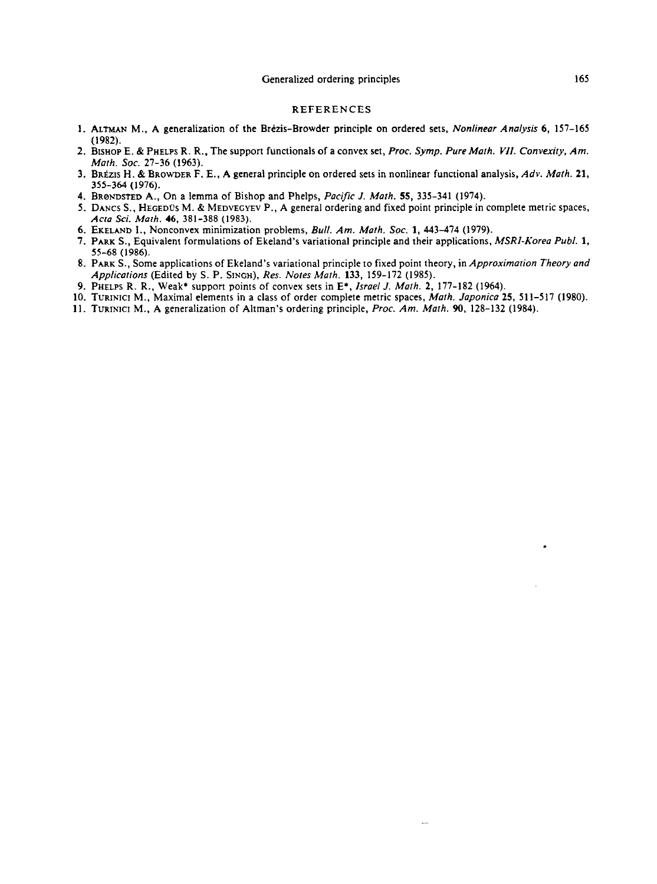## REFERENCES

1. Altman M., A generalization of the Brézis–Browder principle on ordered sets, *Nonlinear Analysis* **6**, 157–165 (1982).
2. Bishop E. & Phelps R. R., The support functionals of a convex set, *Proc. Symp. Pure Math. VII. Convexity, Am. Math. Soc.* 27–36 (1963).
3. Brézis H. & Browder F. E., A general principle on ordered sets in nonlinear functional analysis, *Adv. Math.* **21**, 355–364 (1976).
4. Brøndsted A., On a lemma of Bishop and Phelps, *Pacific J. Math.* **55**, 335–341 (1974).
5. Dancs S., Hegedüs M. & Medvegyev P., A general ordering and fixed point principle in complete metric spaces, *Acta Sci. Math.* **46**, 381–388 (1983).
6. Ekeland I., Nonconvex minimization problems, *Bull. Am. Math. Soc.* **1**, 443–474 (1979).
7. Park S., Equivalent formulations of Ekeland's variational principle and their applications, *MSRI-Korea Publ.* **1**, 55–68 (1986).
8. Park S., Some applications of Ekeland's variational principle to fixed point theory, in *Approximation Theory and Applications* (Edited by S. P. Singh), *Res. Notes Math.* **133**, 159–172 (1985).
9. Phelps R. R., Weak* support points of convex sets in E*, *Israel J. Math.* **2**, 177–182 (1964).
10. Turinici M., Maximal elements in a class of order complete metric spaces, *Math. Japonica* **25**, 511–517 (1980).
11. Turinici M., A generalization of Altman's ordering principle, *Proc. Am. Math.* **90**, 128–132 (1984).